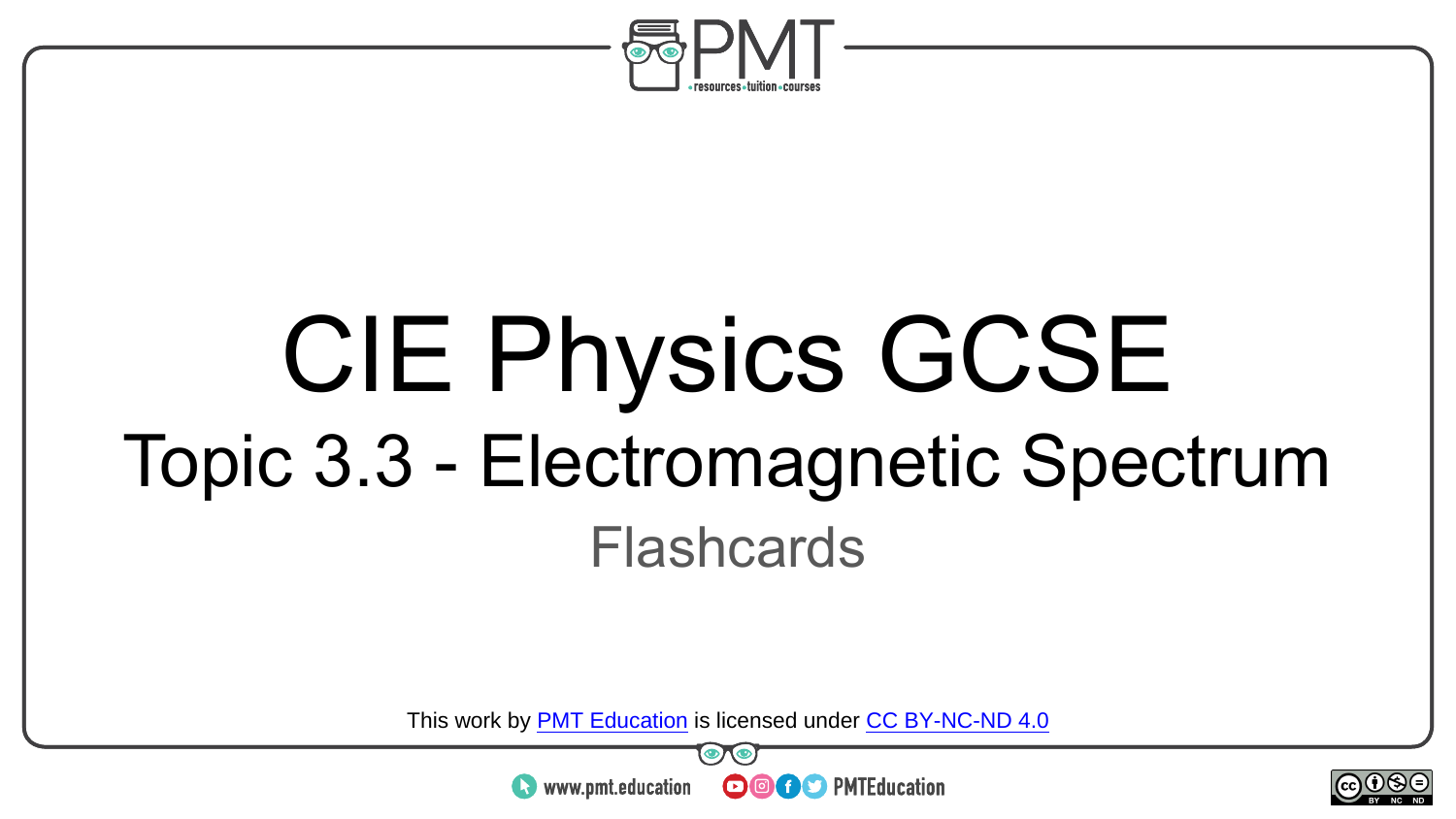# CIE Physics GCSE

## Topic 3.3 - Electromagnetic Spectrum

Flashcards

This work by [PMT Education](https://www.pmt.education) is licensed under [CC BY-NC-ND 4.0](https://creativecommons.org/licenses/by-nc-nd/4.0/)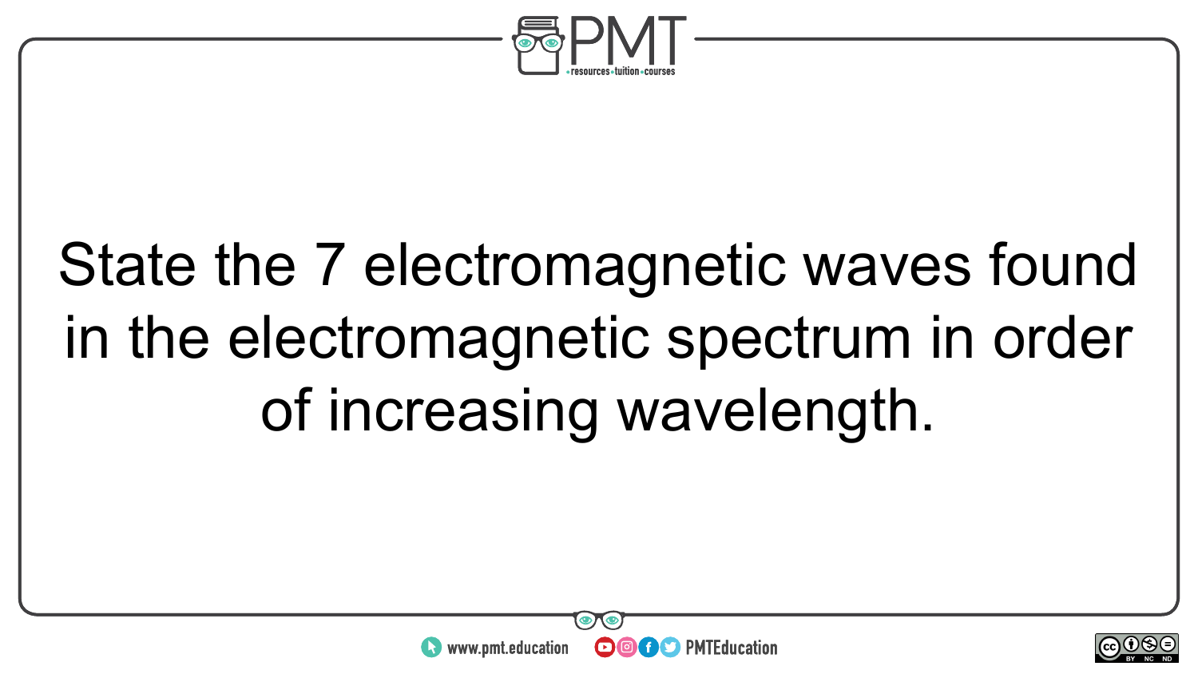State the 7 electromagnetic waves found in the electromagnetic spectrum in order of increasing wavelength.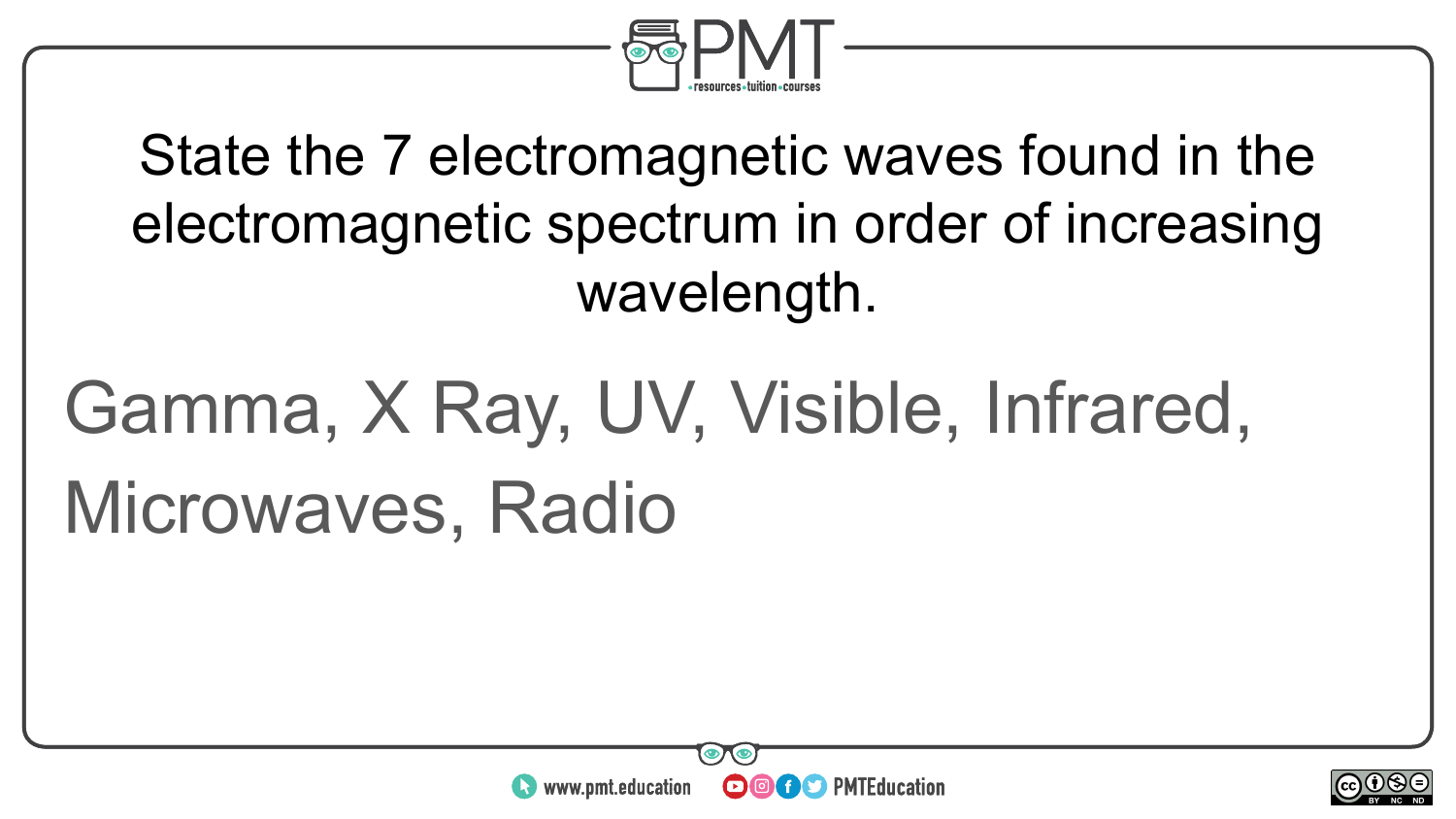State the 7 electromagnetic waves found in the electromagnetic spectrum in order of increasing wavelength.

Gamma, X Ray, UV, Visible, Infrared, Microwaves, Radio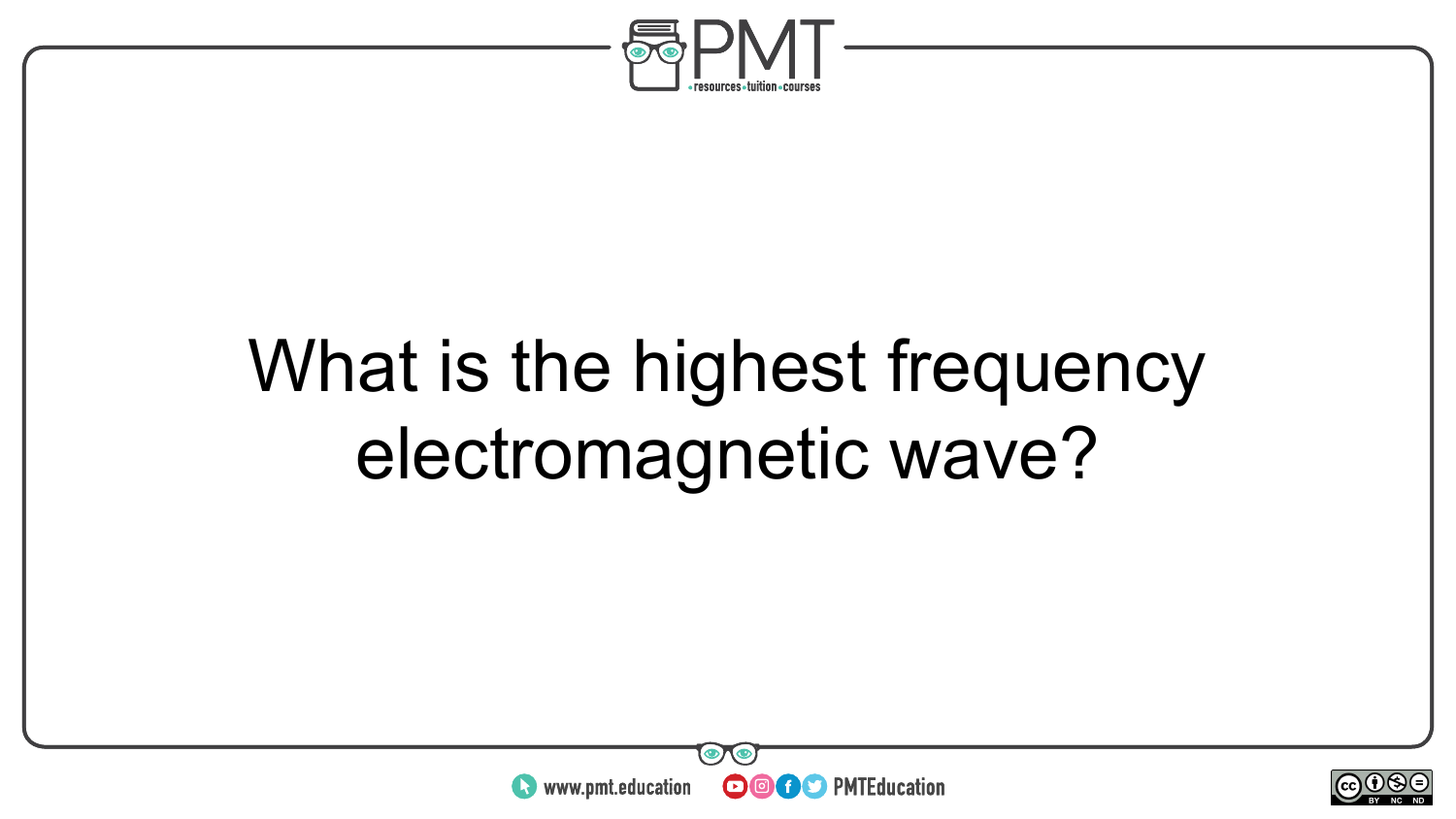What is the highest frequency electromagnetic wave?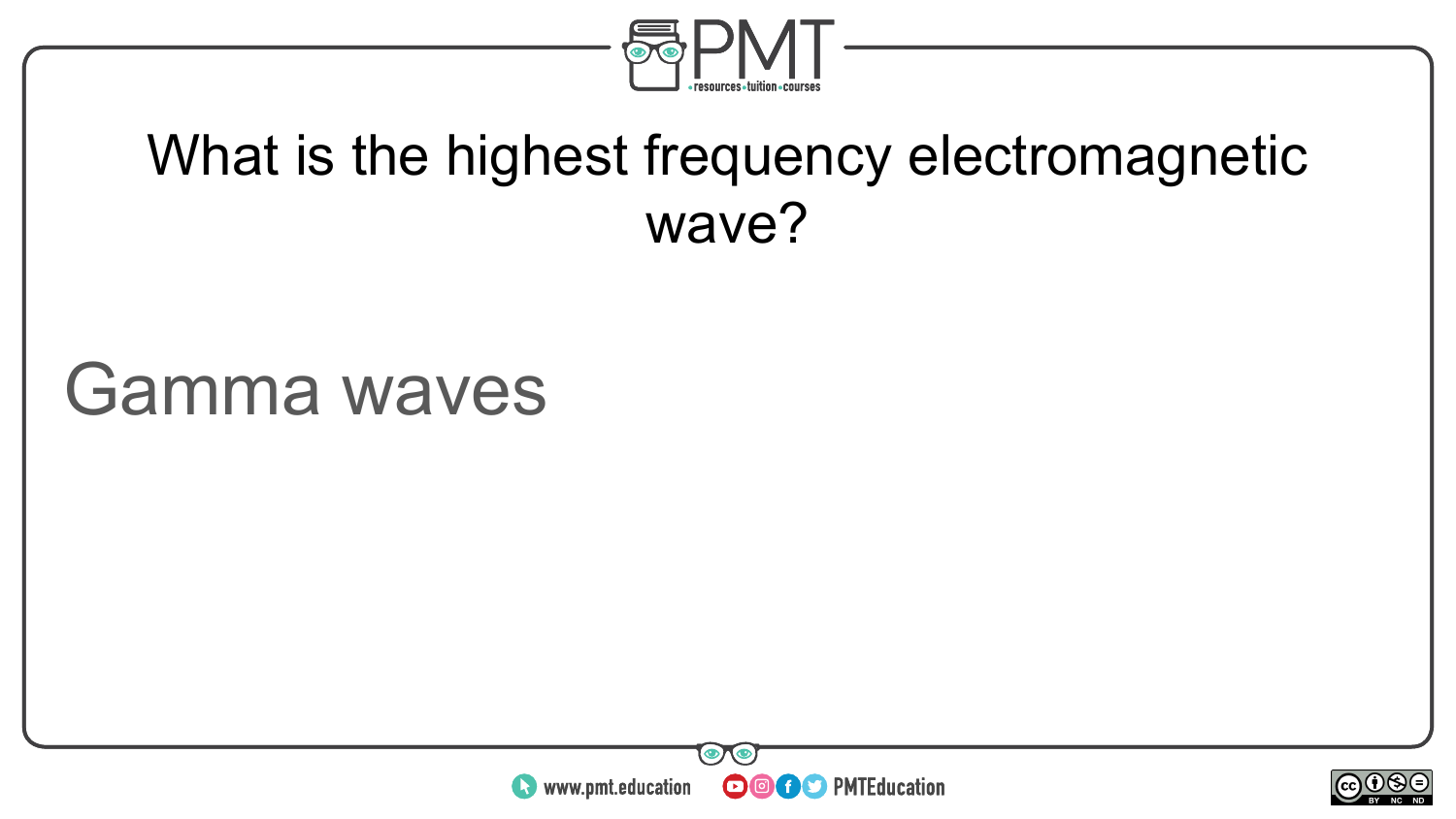What is the highest frequency electromagnetic wave?

Gamma waves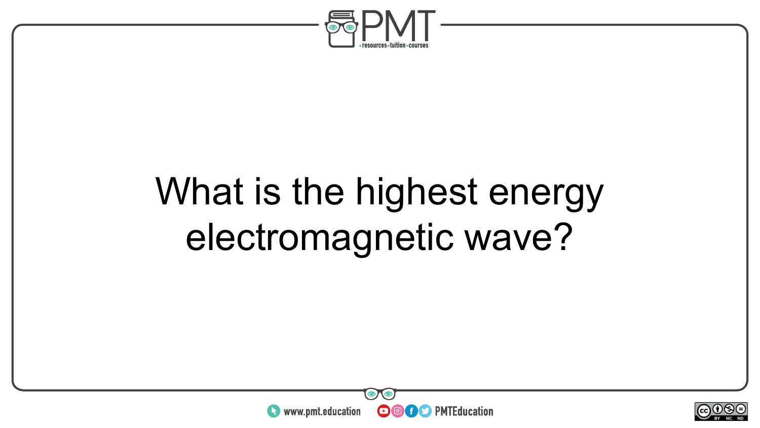What is the highest energy electromagnetic wave?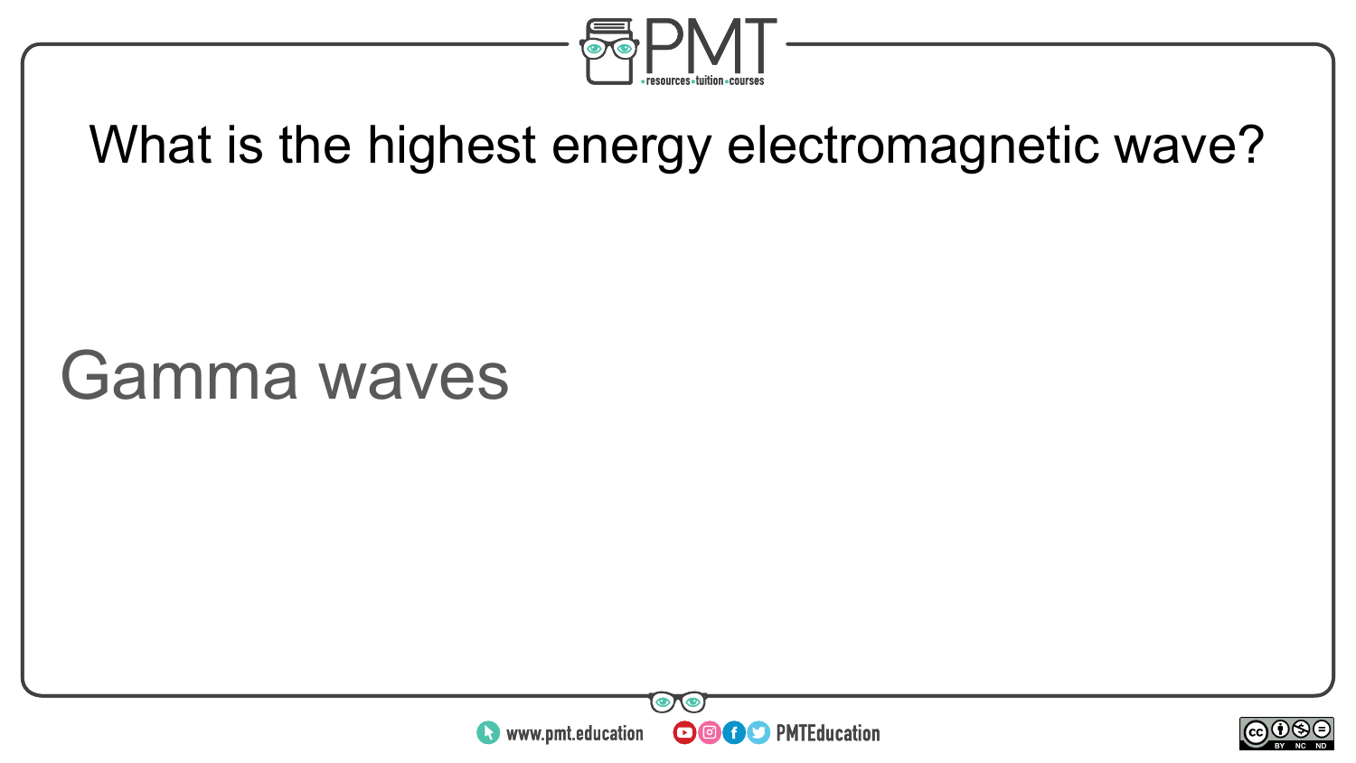What is the highest energy electromagnetic wave?

Gamma waves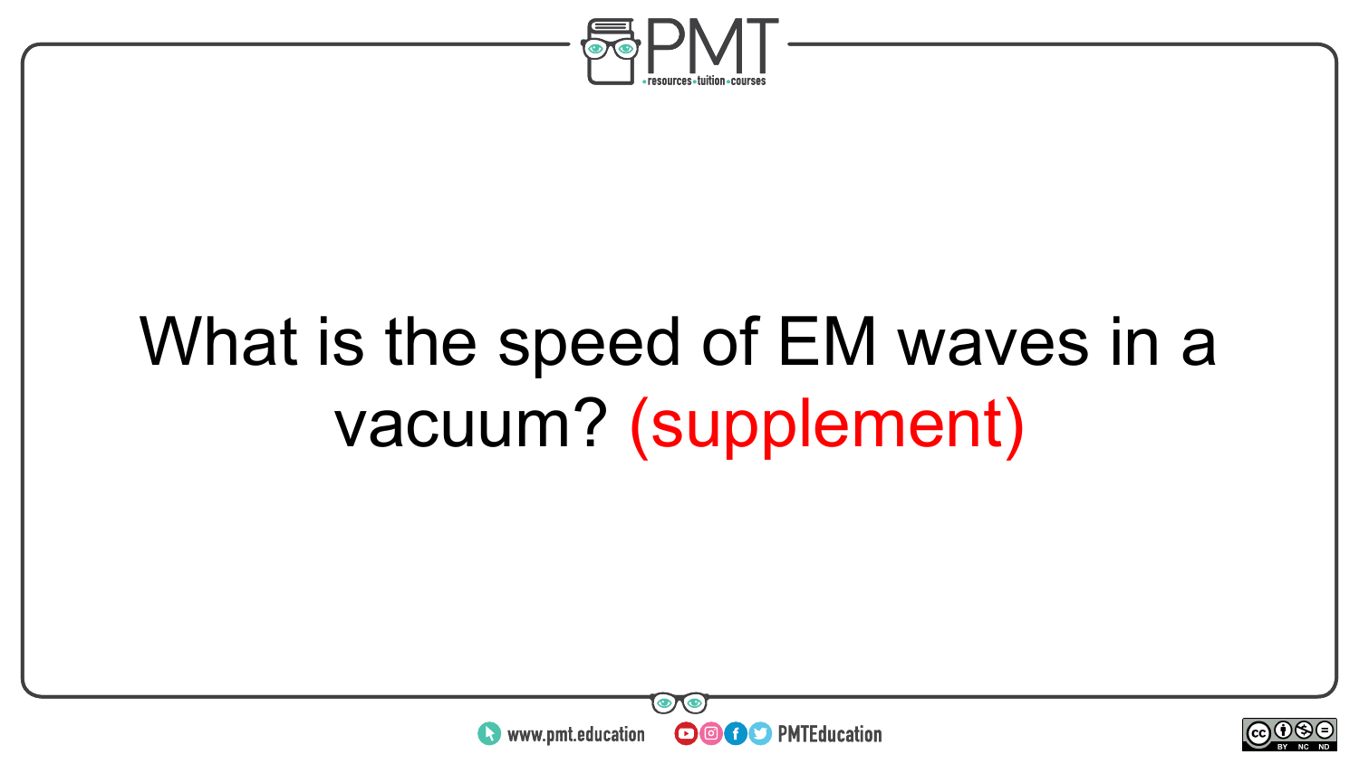What is the speed of EM waves in a vacuum? (supplement)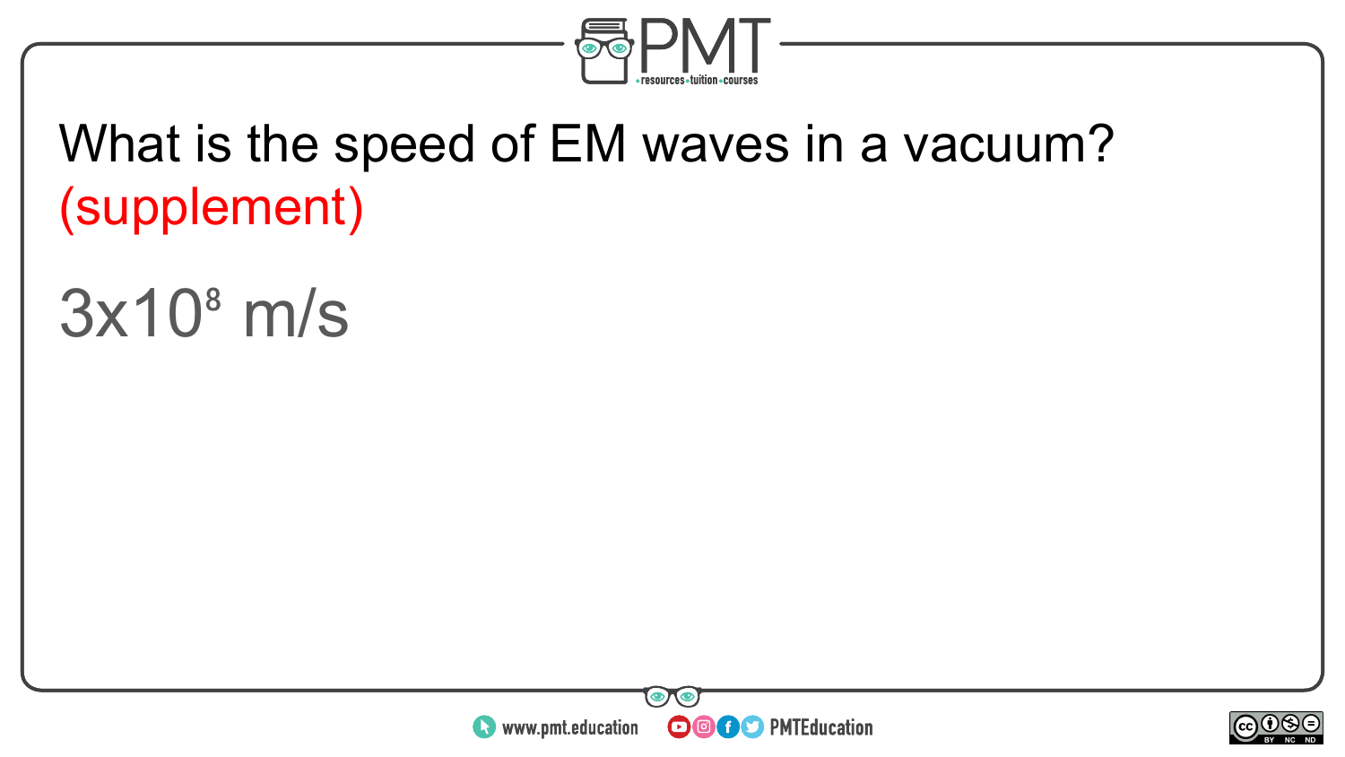What is the speed of EM waves in a vacuum? (supplement)

$3 \times 10^8$ m/s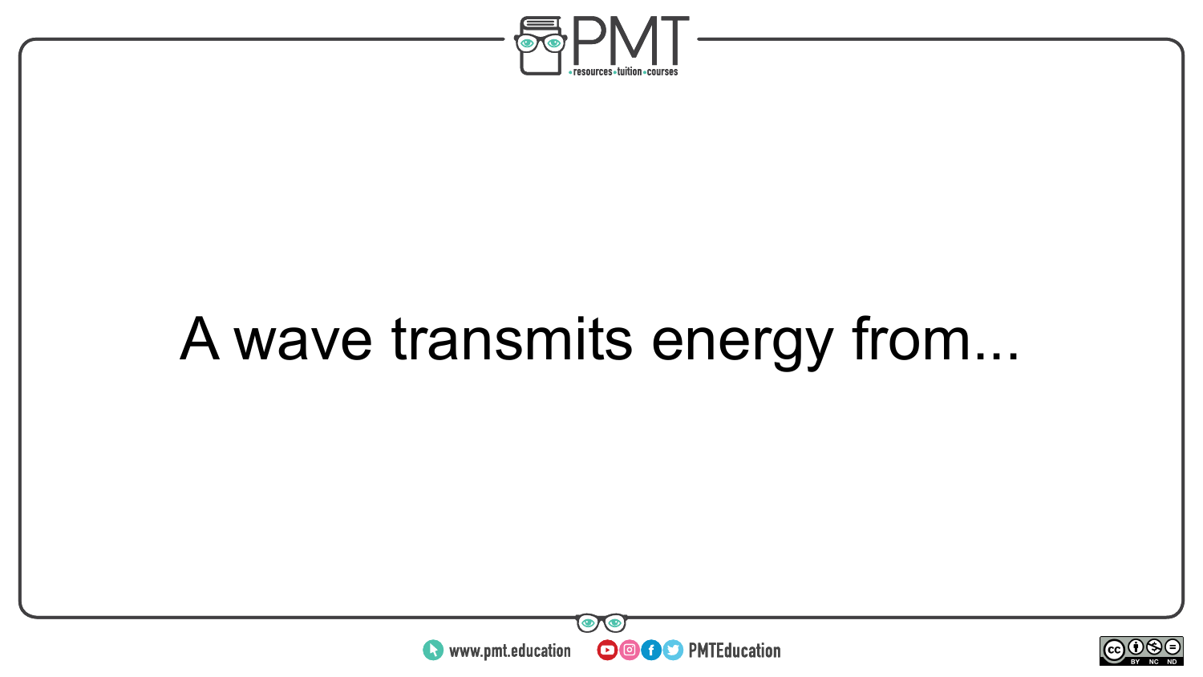A wave transmits energy from...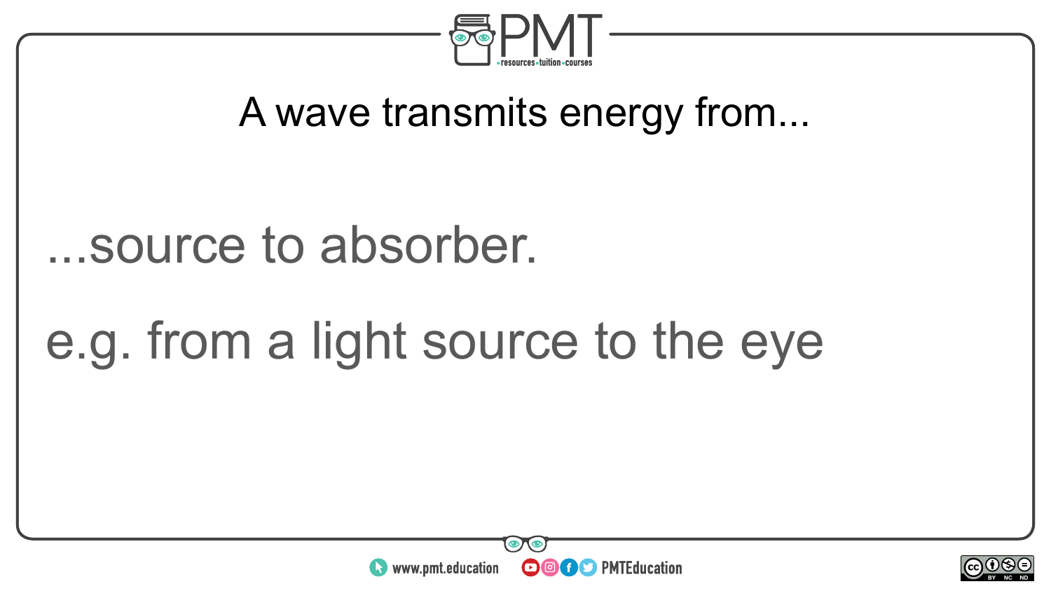A wave transmits energy from...

...source to absorber.

e.g. from a light source to the eye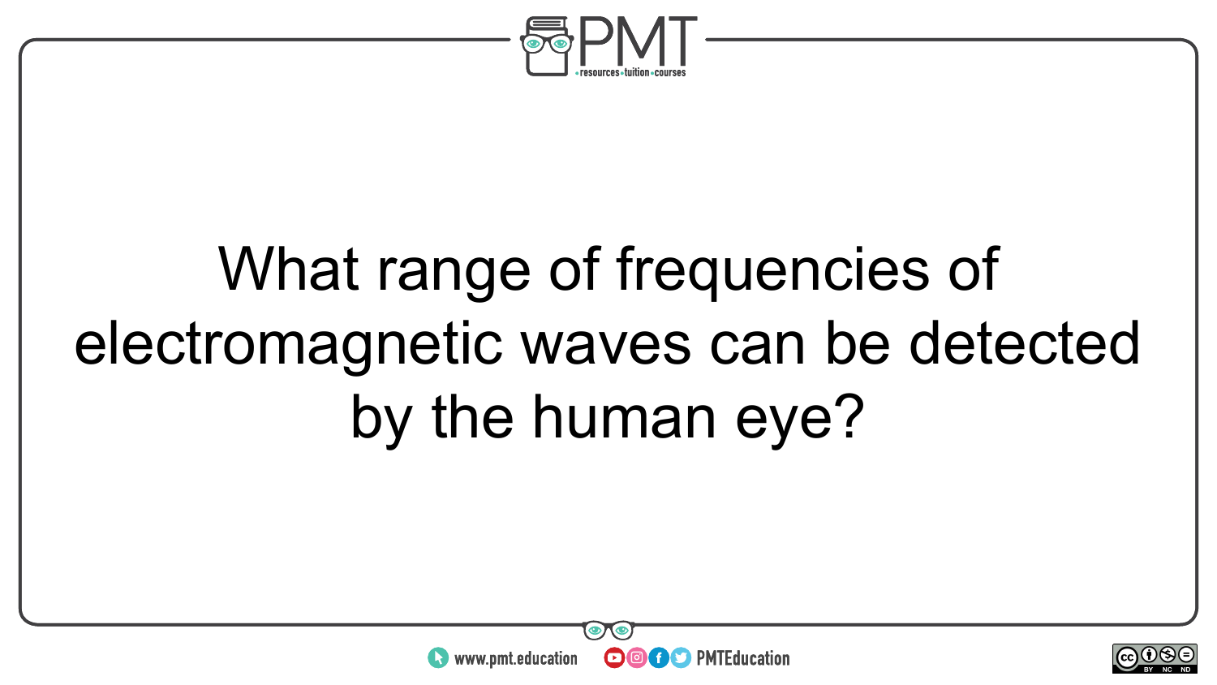What range of frequencies of electromagnetic waves can be detected by the human eye?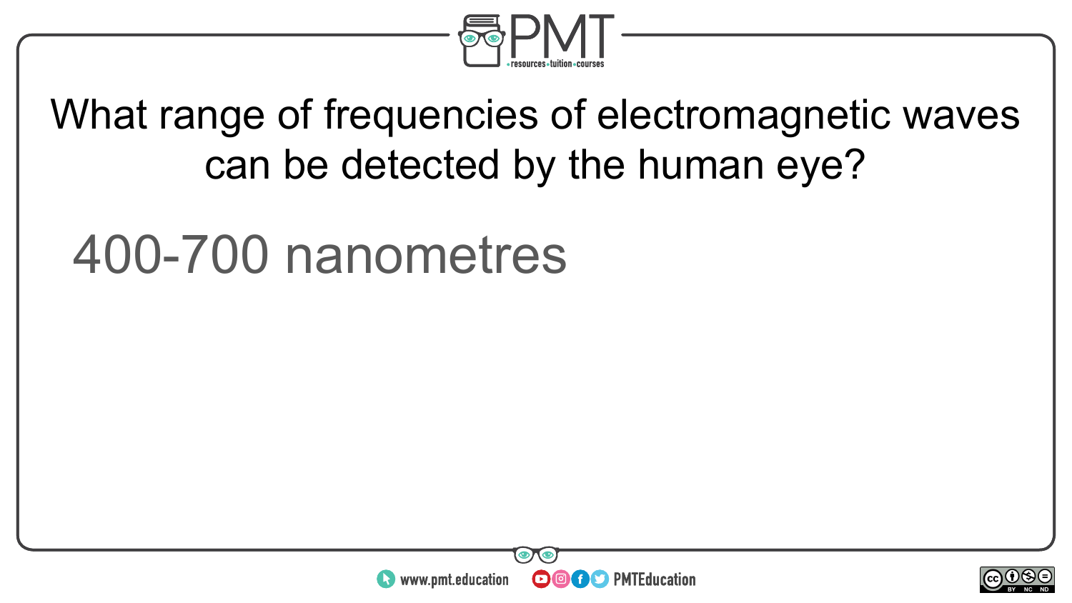What range of frequencies of electromagnetic waves can be detected by the human eye?

400-700 nanometres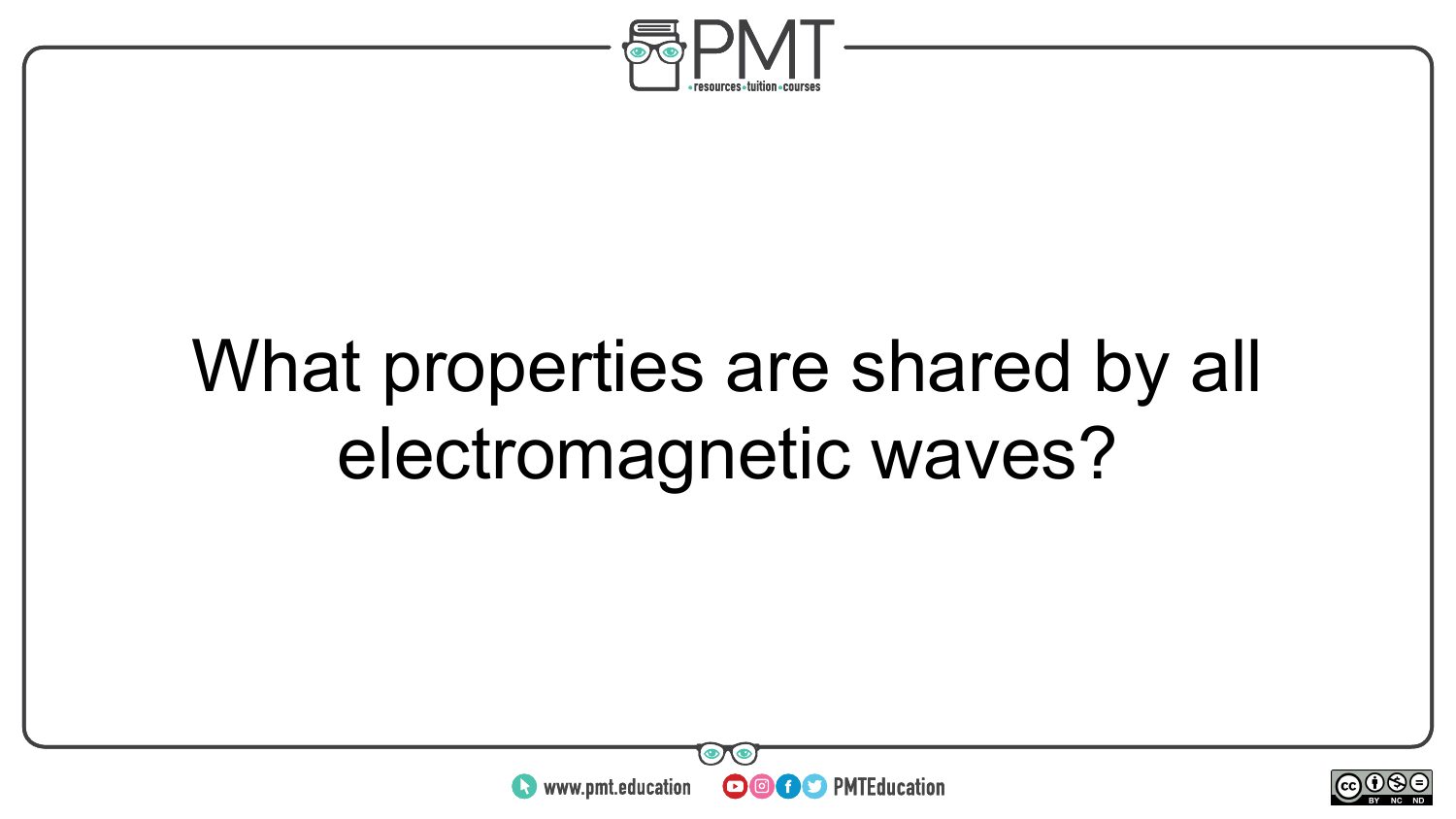What properties are shared by all electromagnetic waves?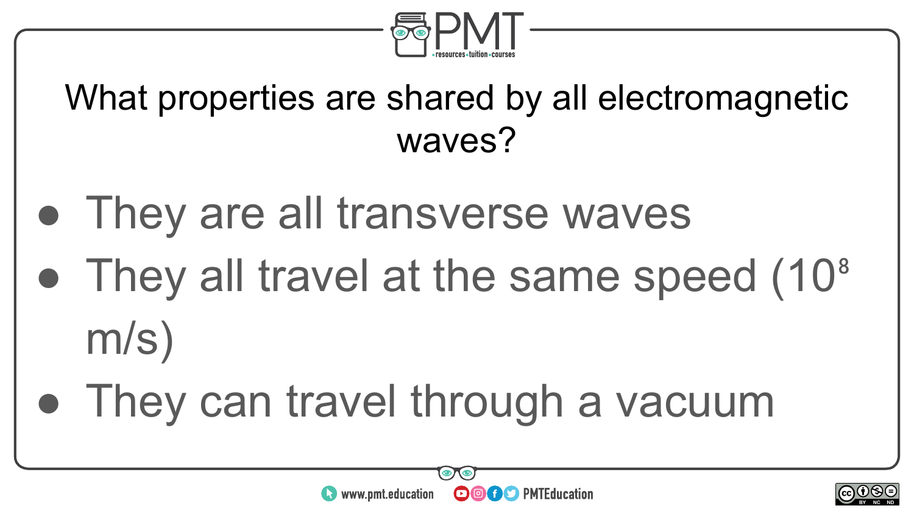What properties are shared by all electromagnetic waves?

- They are all transverse waves
- They all travel at the same speed ($10^8$ m/s)
- They can travel through a vacuum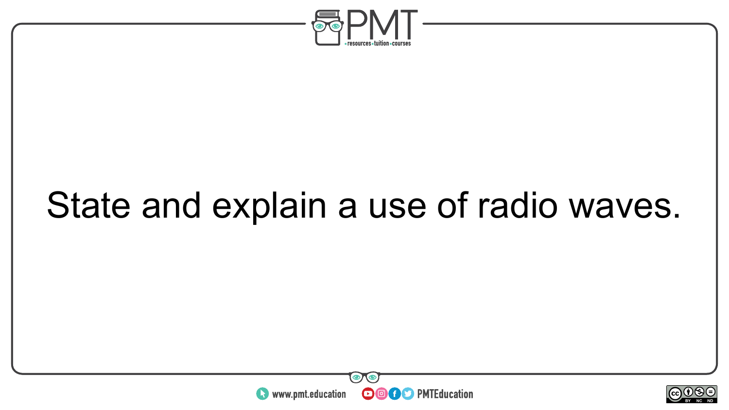State and explain a use of radio waves.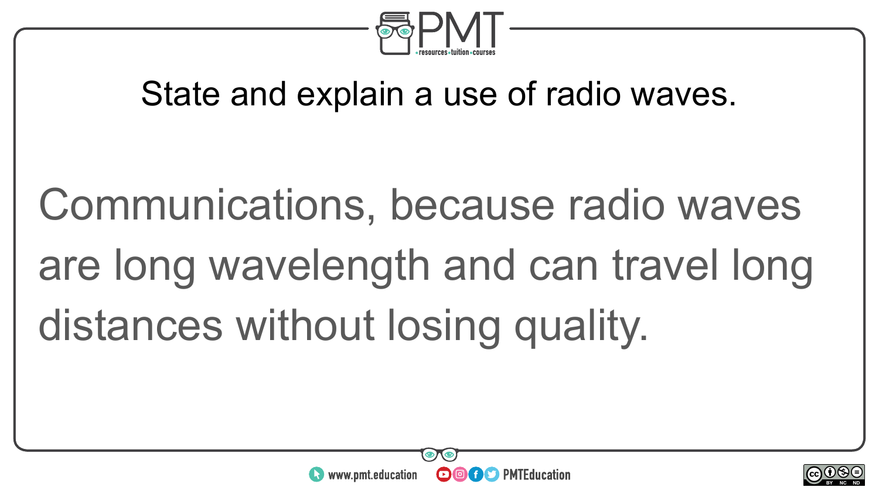State and explain a use of radio waves.

Communications, because radio waves are long wavelength and can travel long distances without losing quality.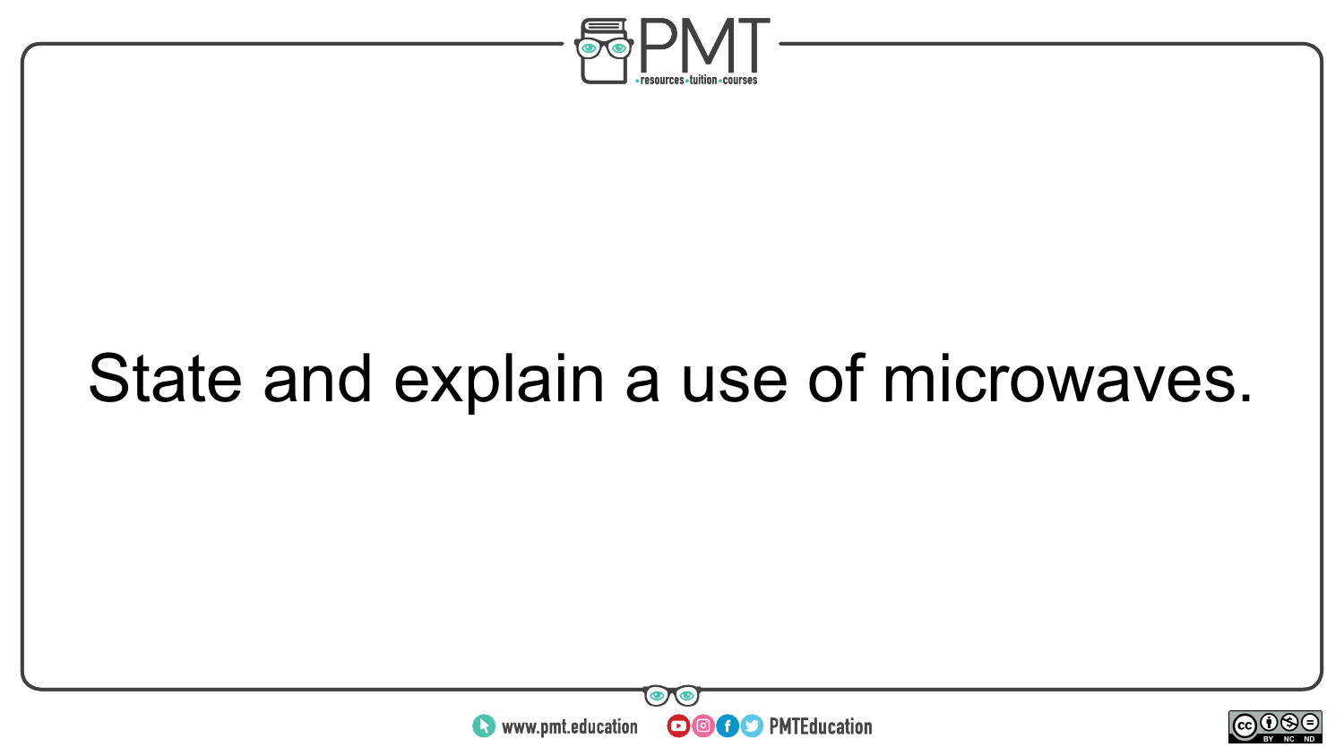State and explain a use of microwaves.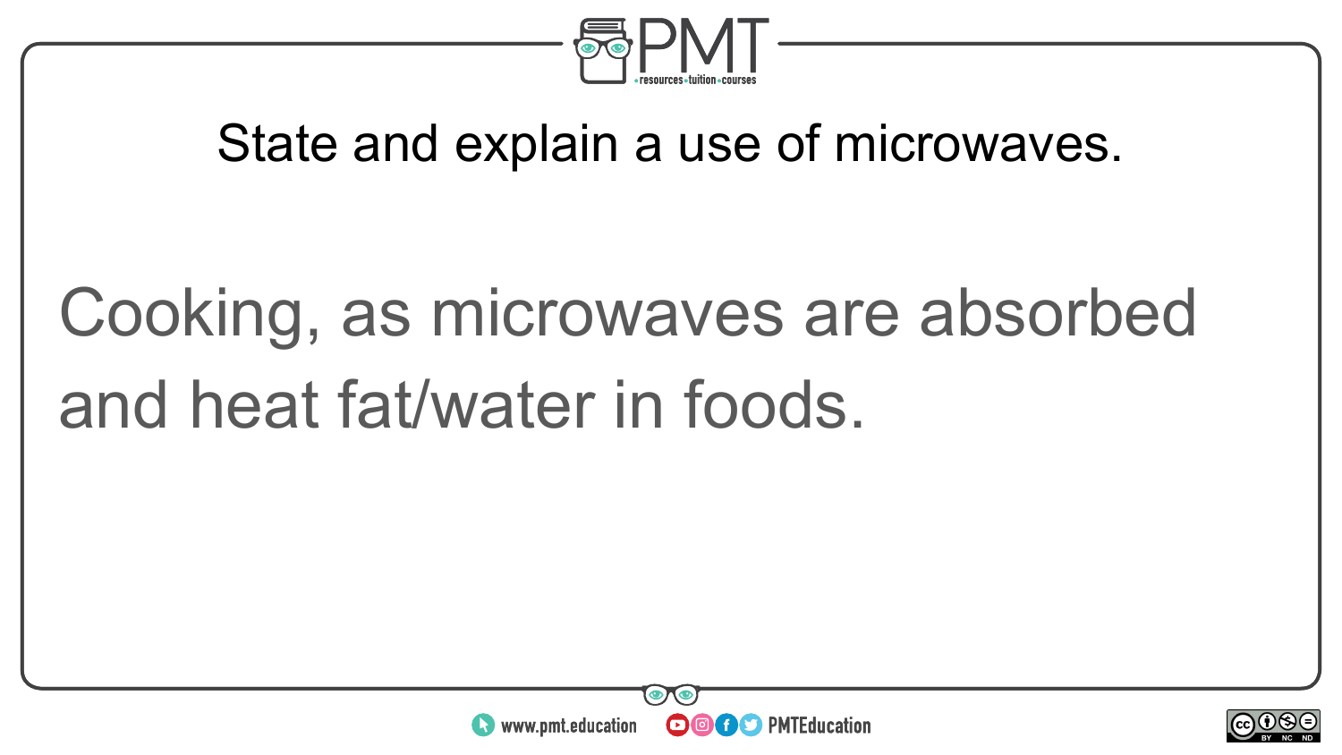## State and explain a use of microwaves.

Cooking, as microwaves are absorbed and heat fat/water in foods.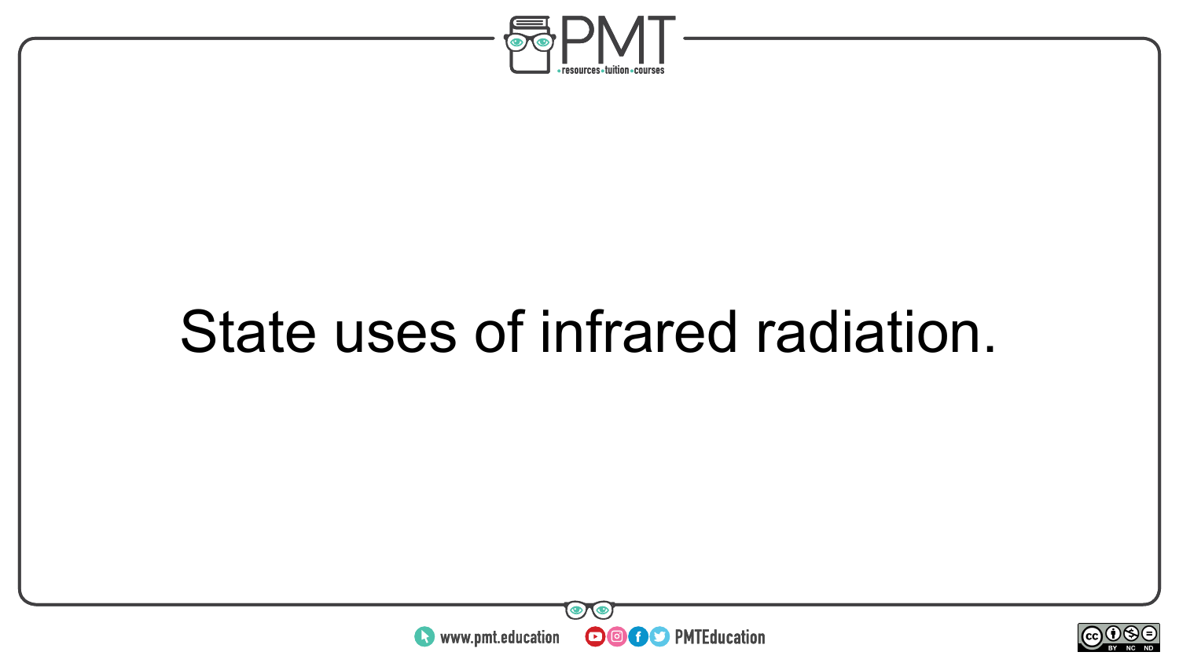State uses of infrared radiation.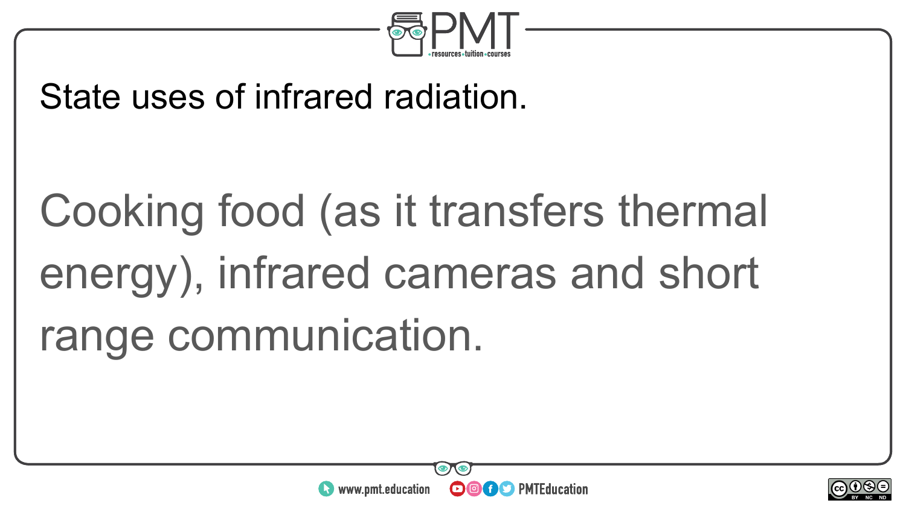State uses of infrared radiation.

Cooking food (as it transfers thermal energy), infrared cameras and short range communication.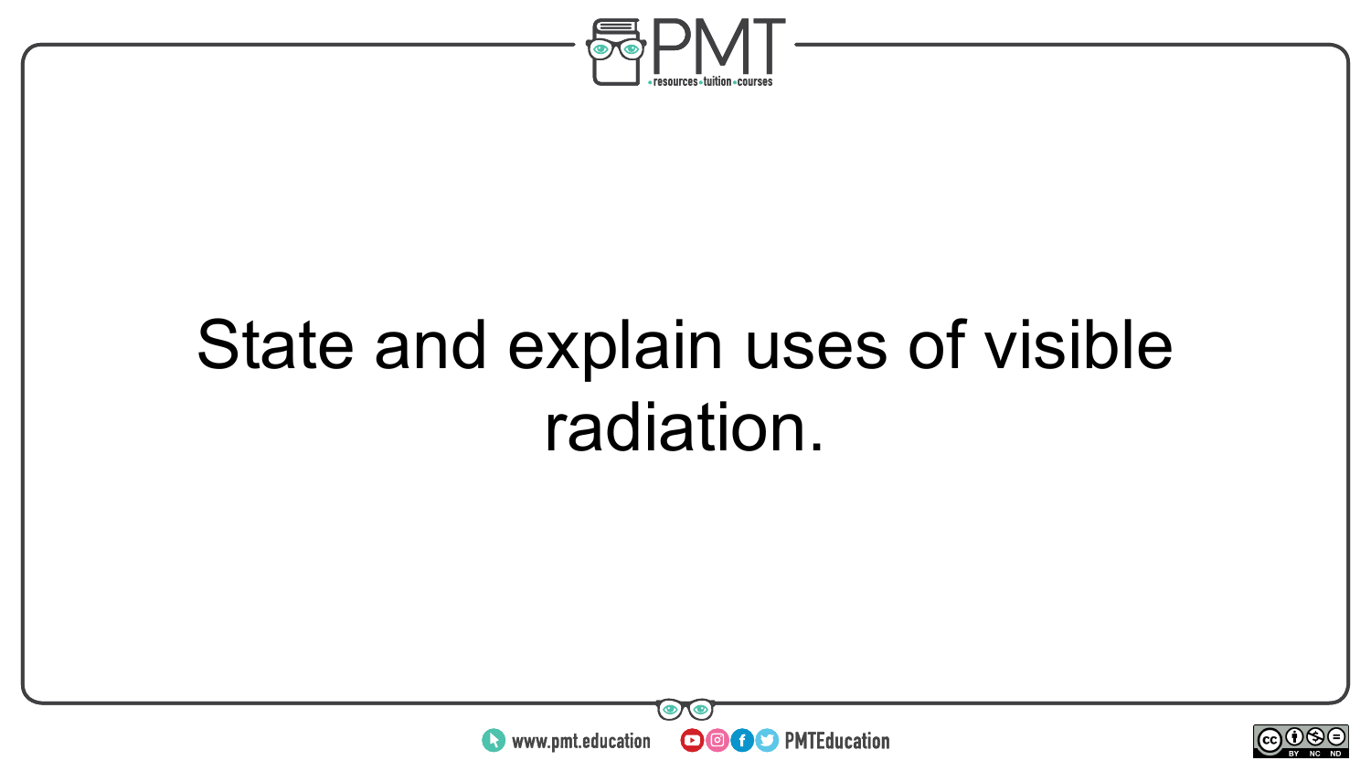State and explain uses of visible radiation.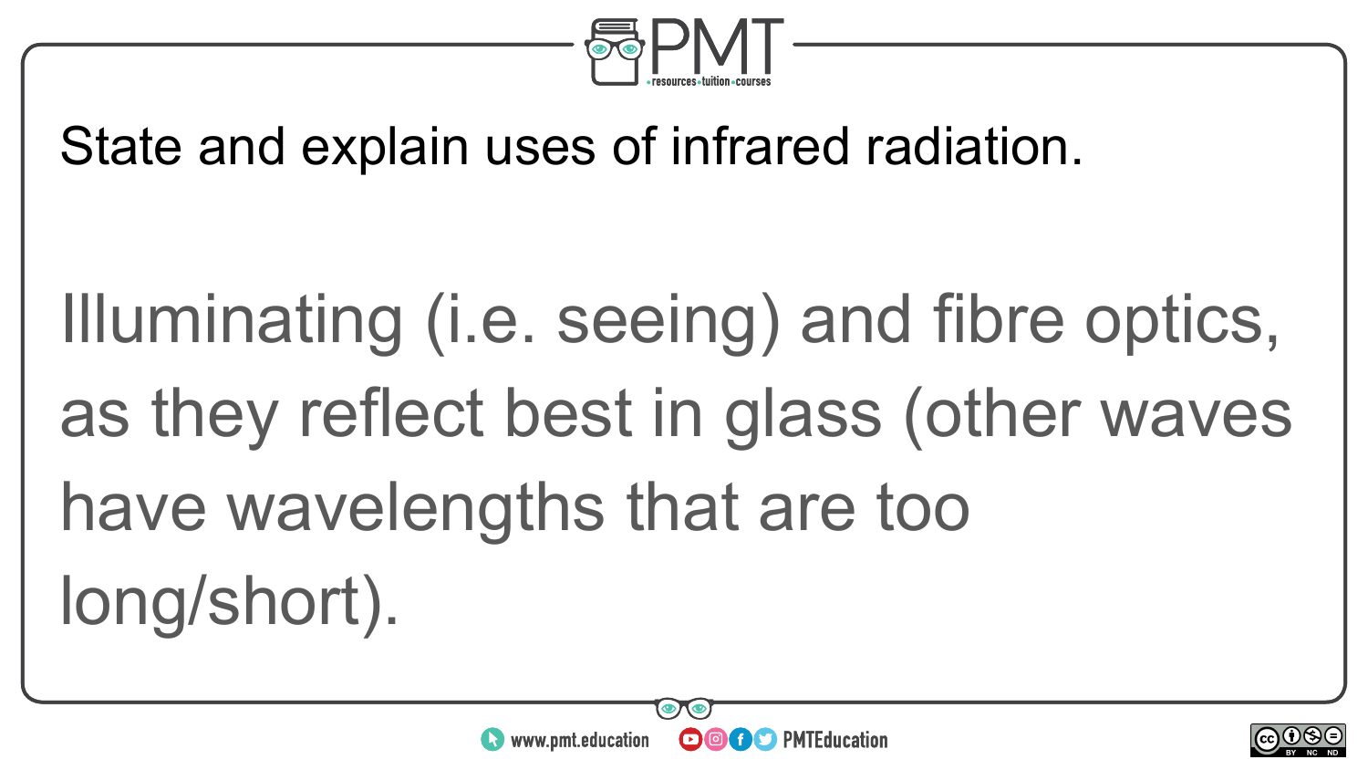State and explain uses of infrared radiation.

Illuminating (i.e. seeing) and fibre optics, as they reflect best in glass (other waves have wavelengths that are too long/short).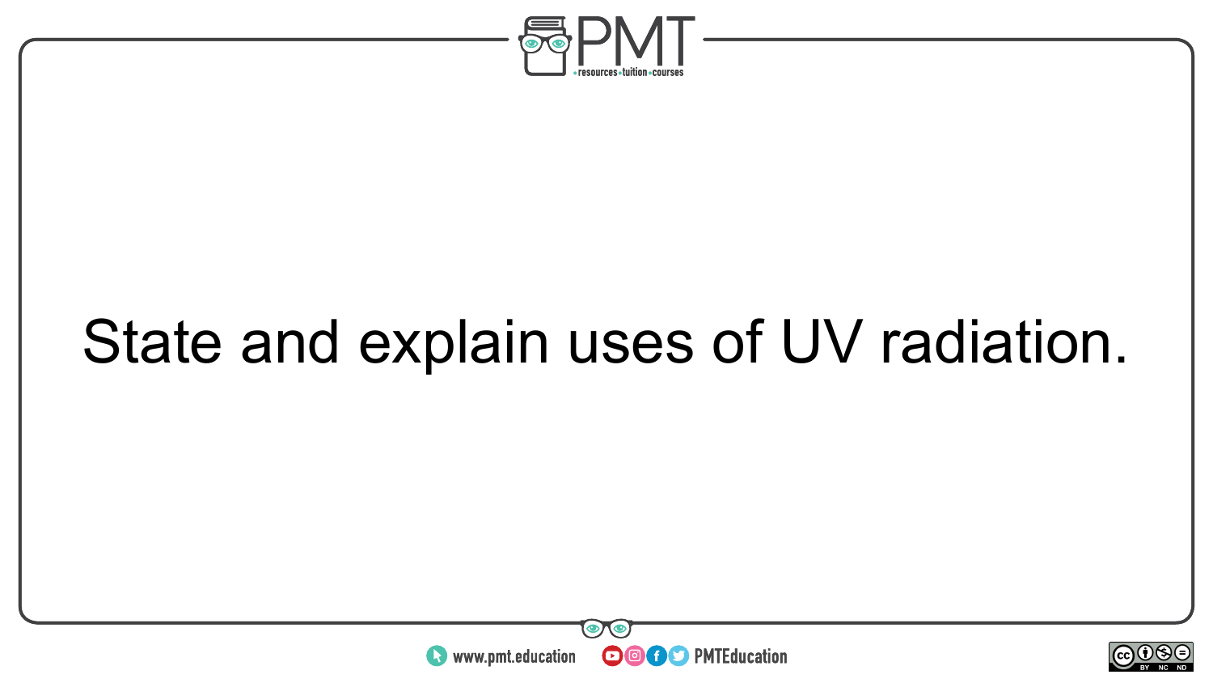State and explain uses of UV radiation.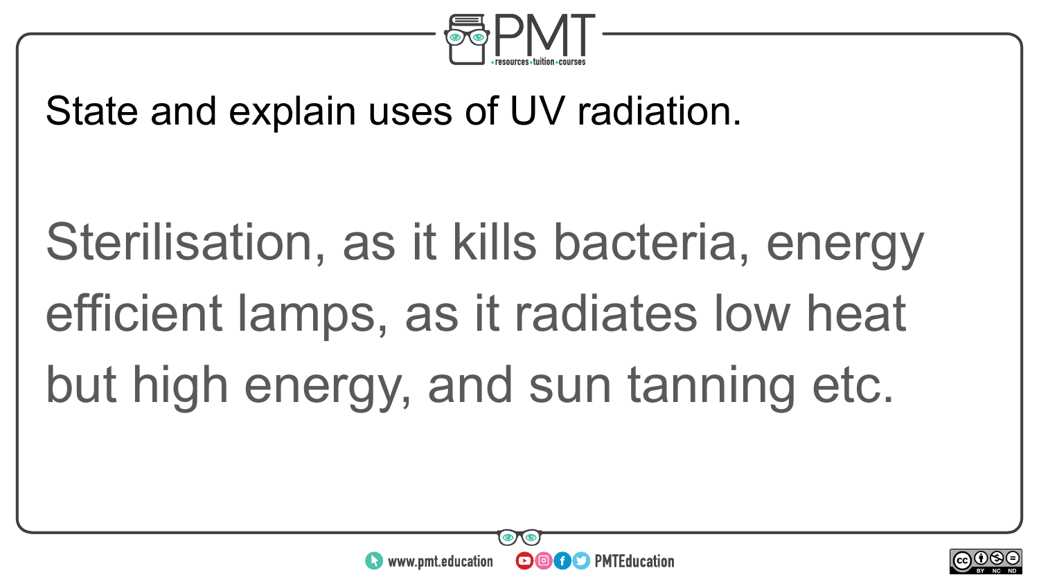State and explain uses of UV radiation.

Sterilisation, as it kills bacteria, energy efficient lamps, as it radiates low heat but high energy, and sun tanning etc.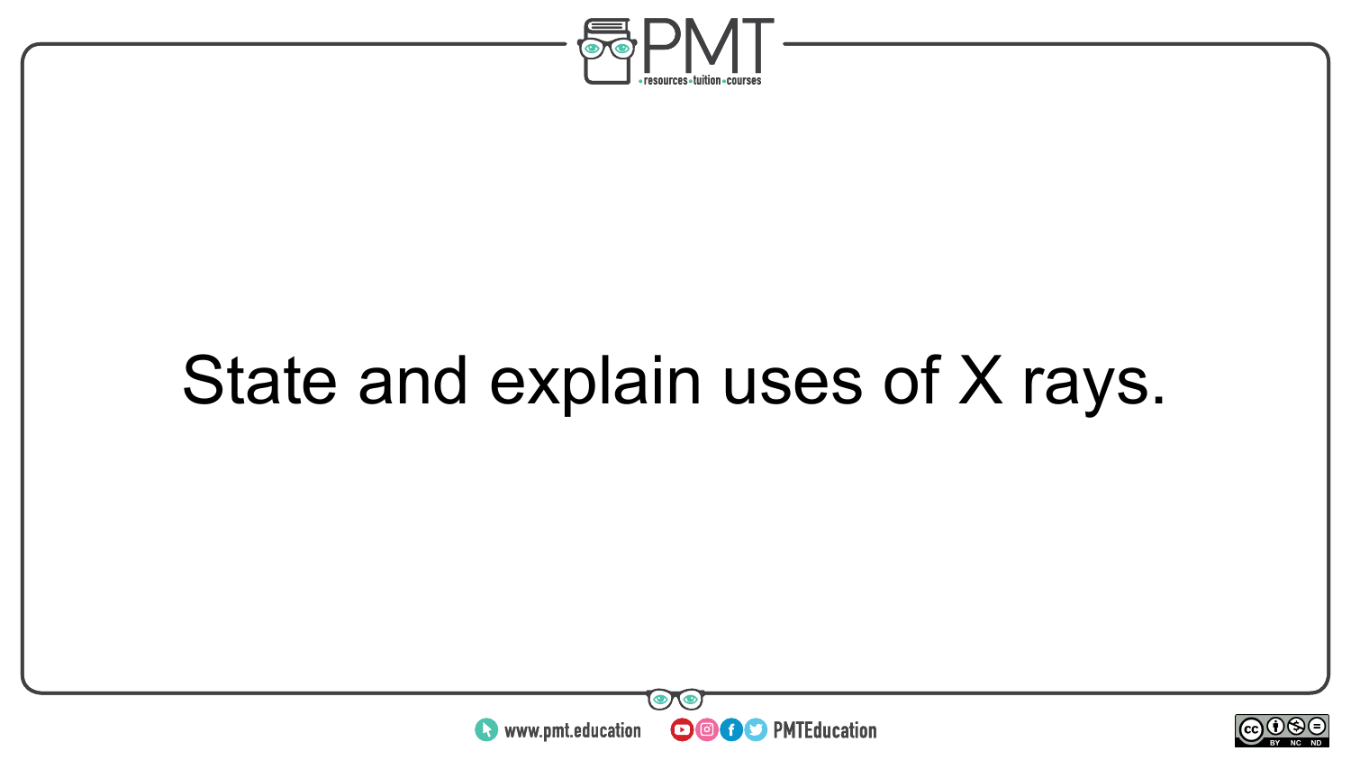State and explain uses of X rays.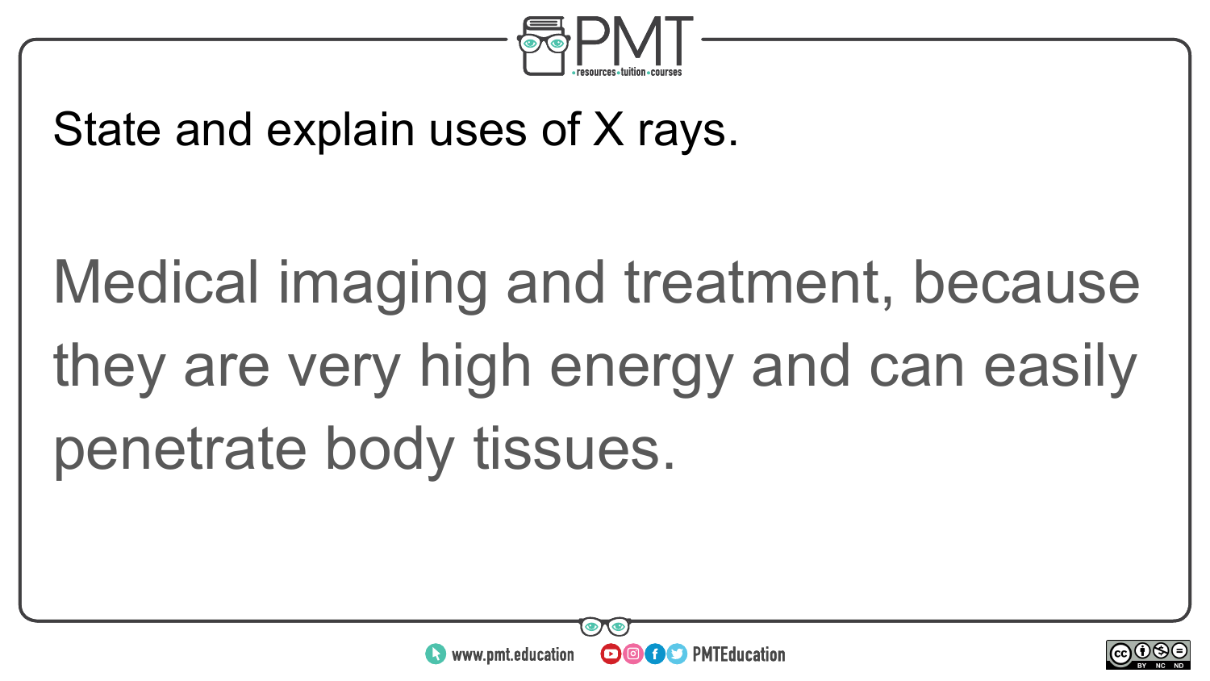State and explain uses of X rays.

Medical imaging and treatment, because they are very high energy and can easily penetrate body tissues.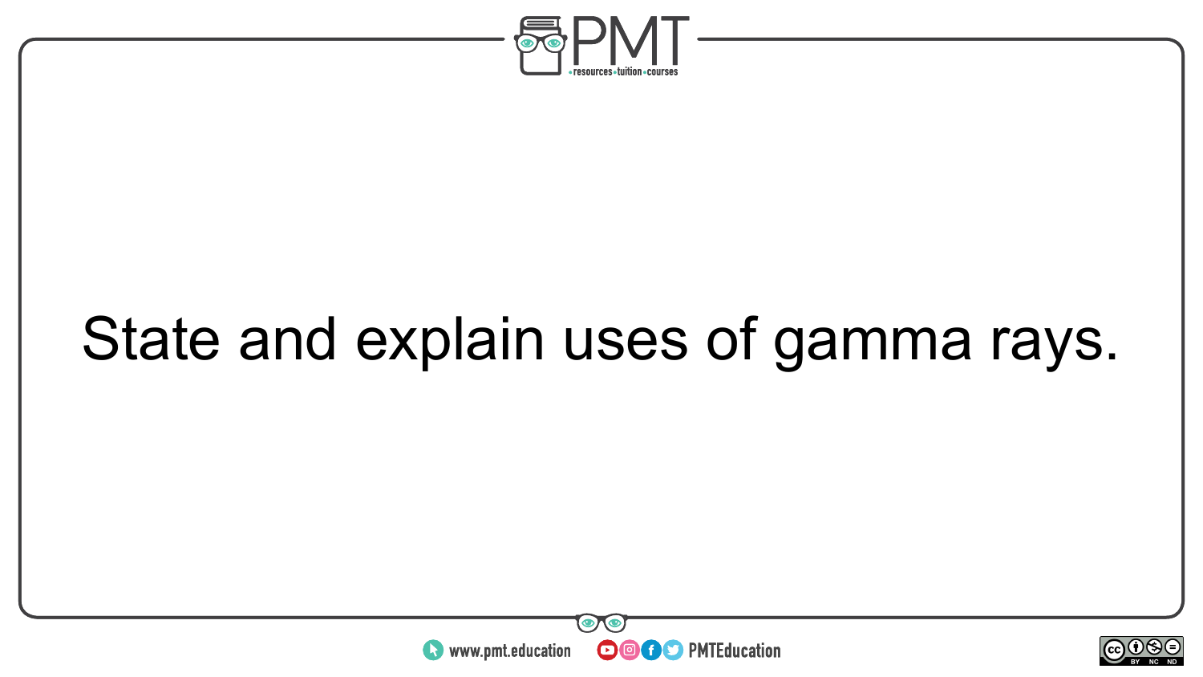State and explain uses of gamma rays.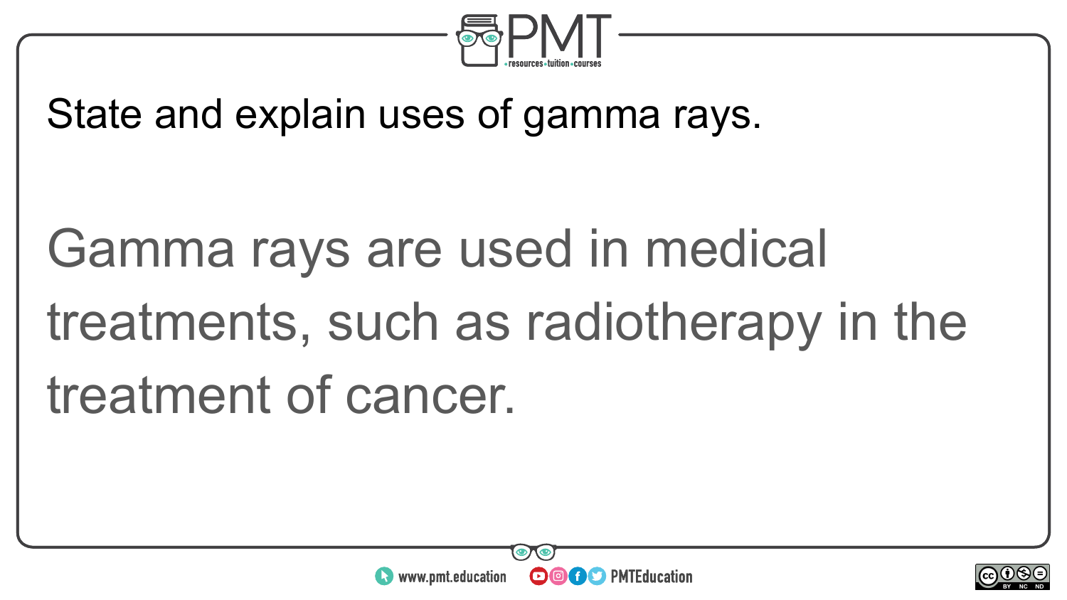State and explain uses of gamma rays.

Gamma rays are used in medical treatments, such as radiotherapy in the treatment of cancer.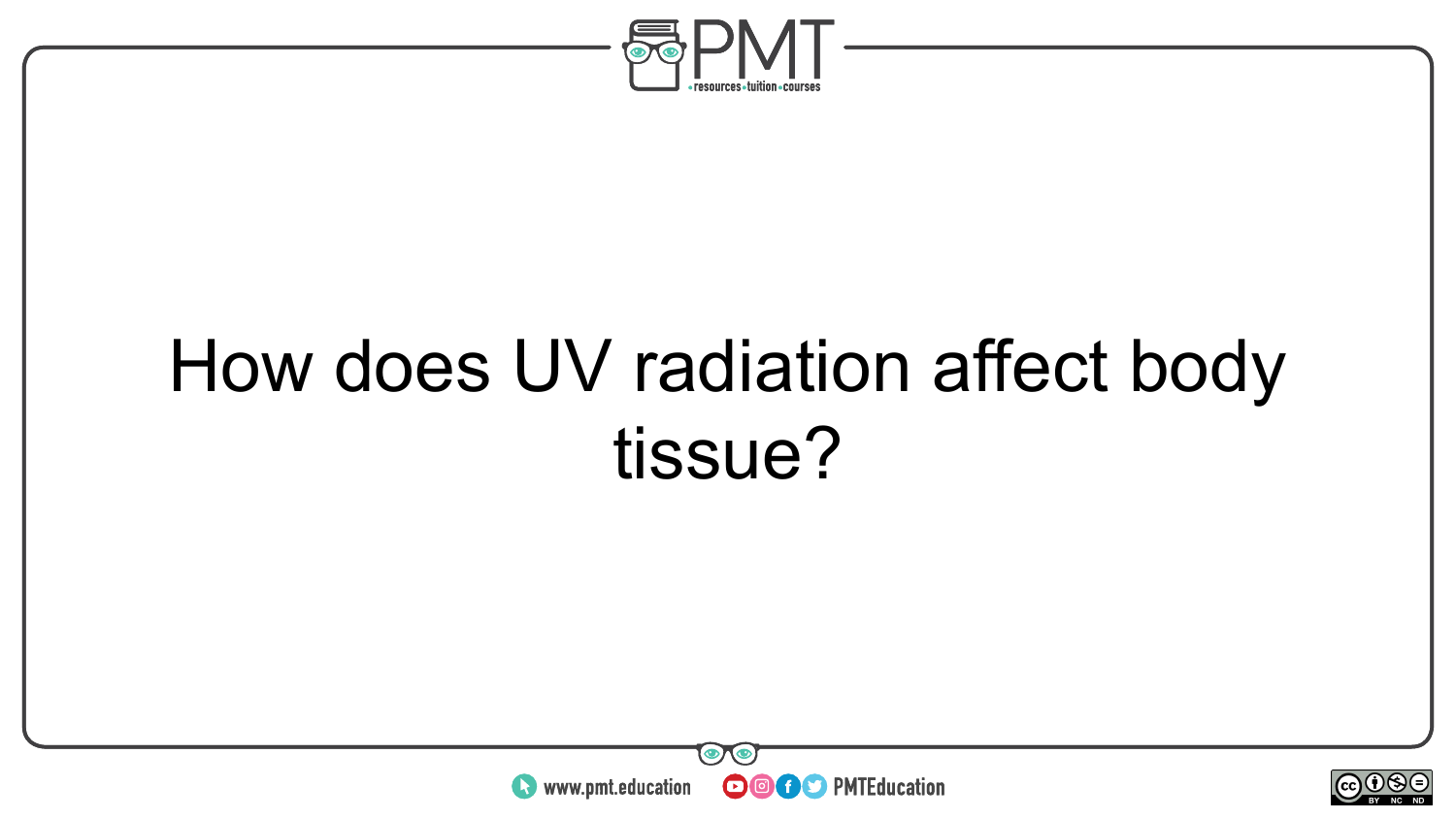How does UV radiation affect body tissue?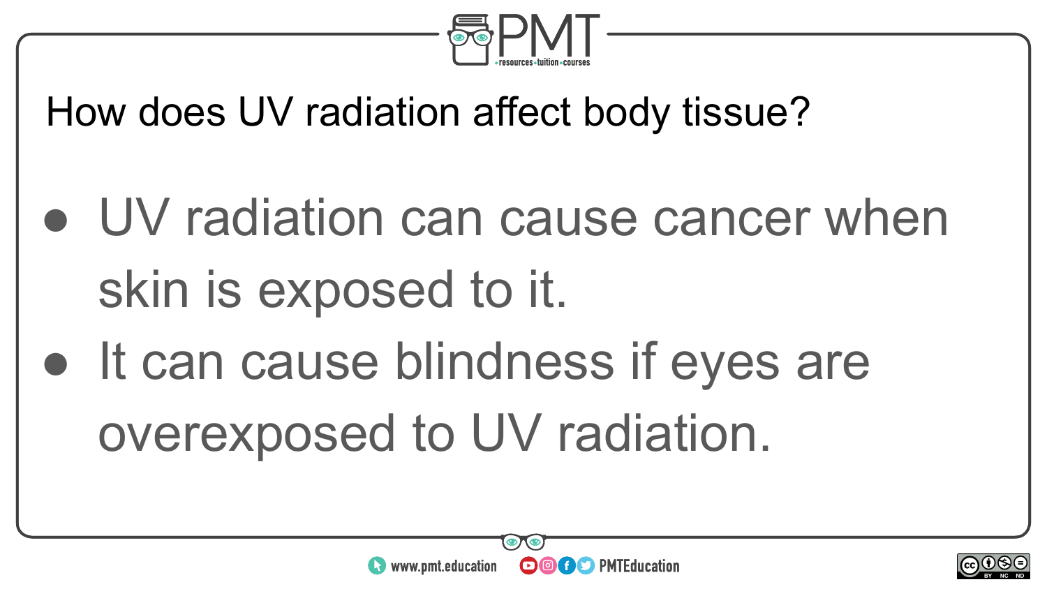How does UV radiation affect body tissue?

- UV radiation can cause cancer when skin is exposed to it.
- It can cause blindness if eyes are overexposed to UV radiation.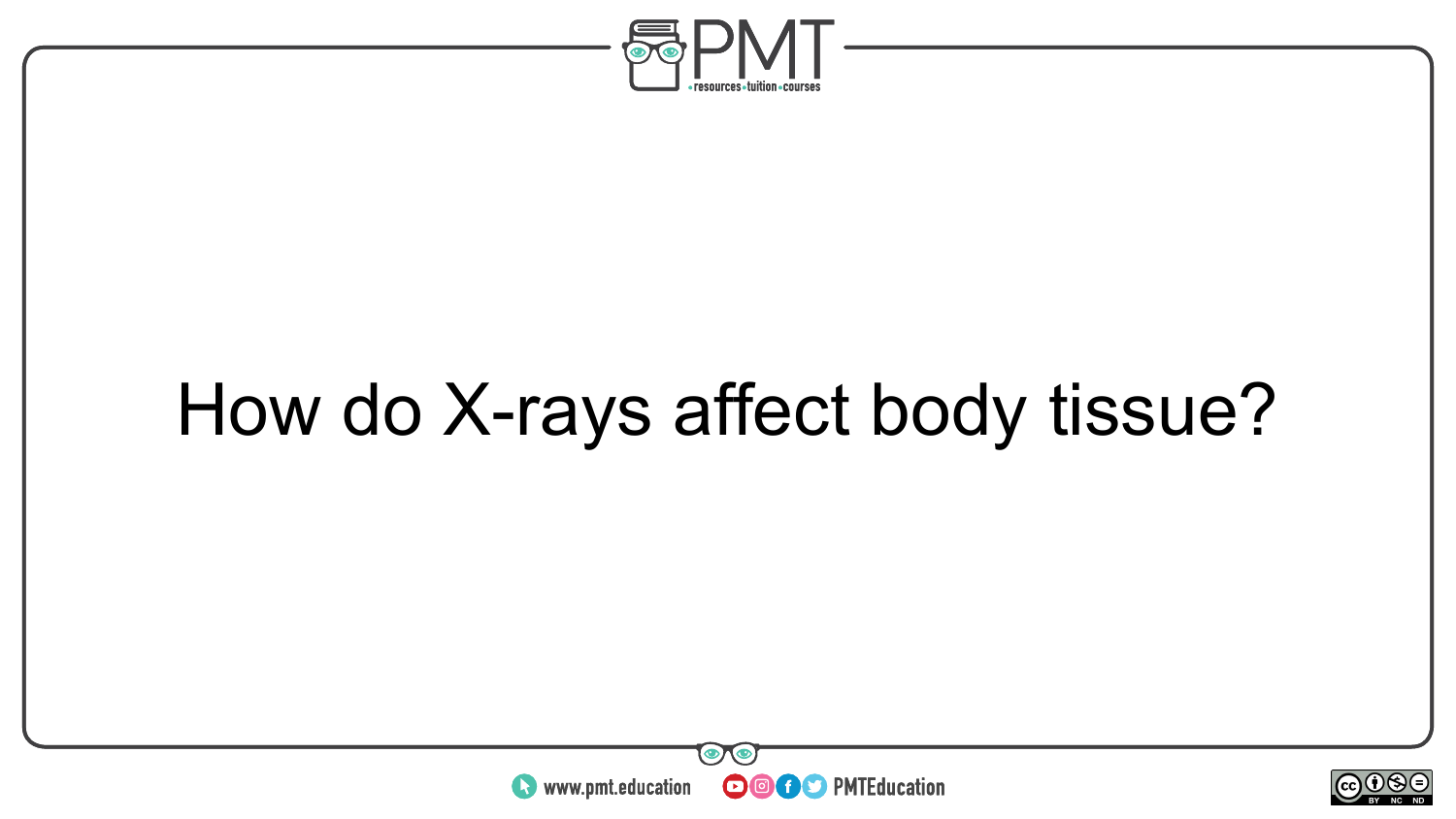How do X-rays affect body tissue?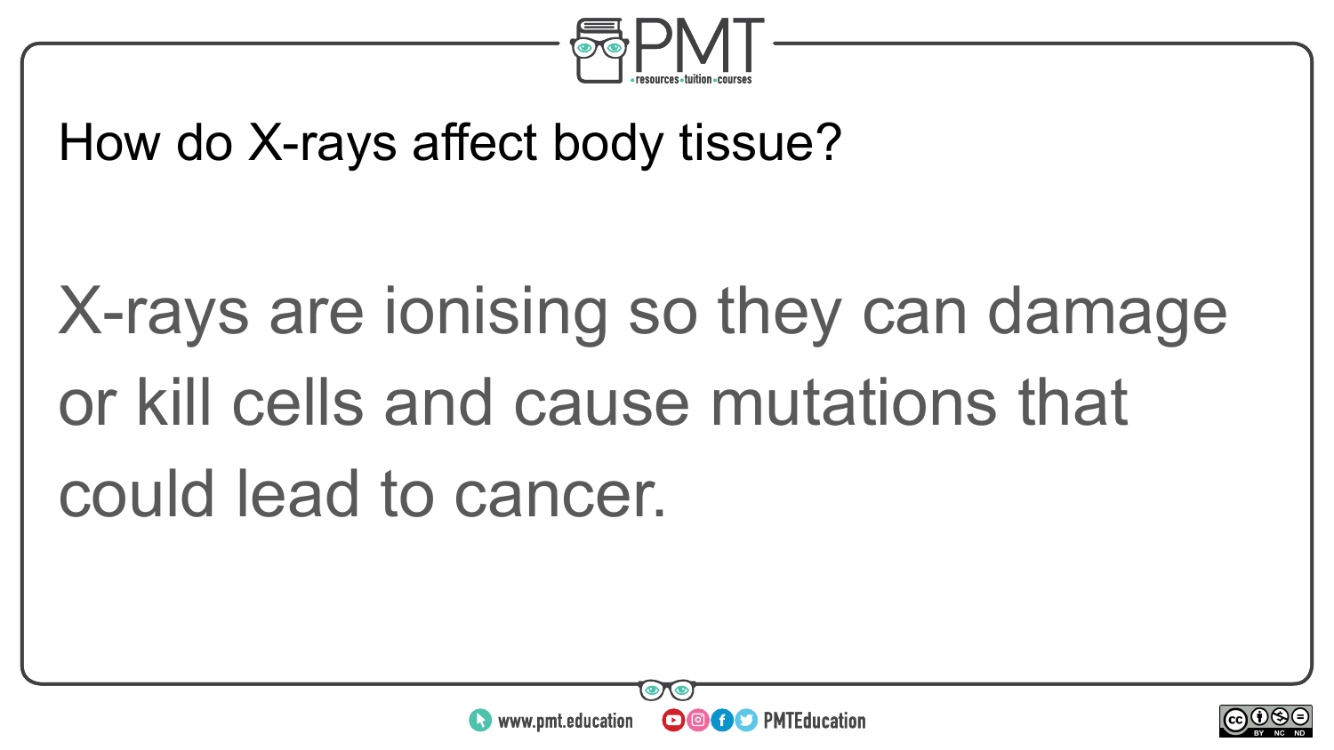How do X-rays affect body tissue?

X-rays are ionising so they can damage or kill cells and cause mutations that could lead to cancer.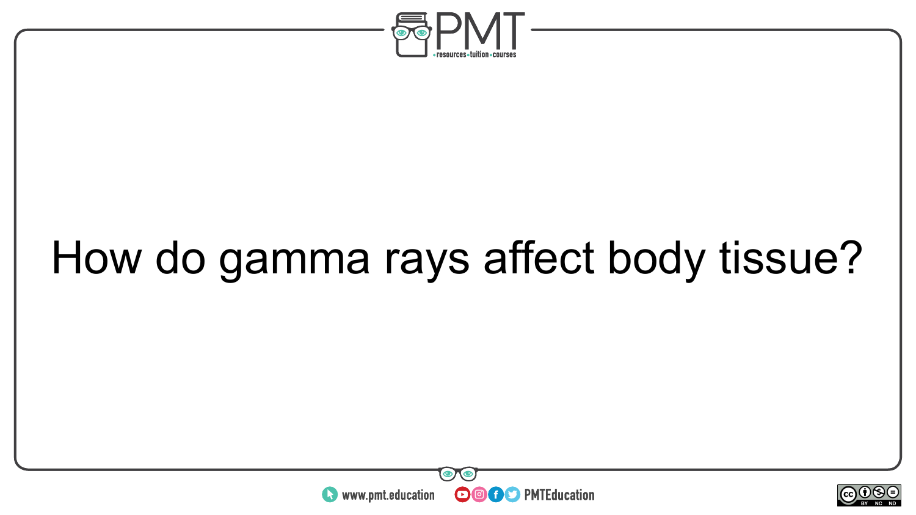How do gamma rays affect body tissue?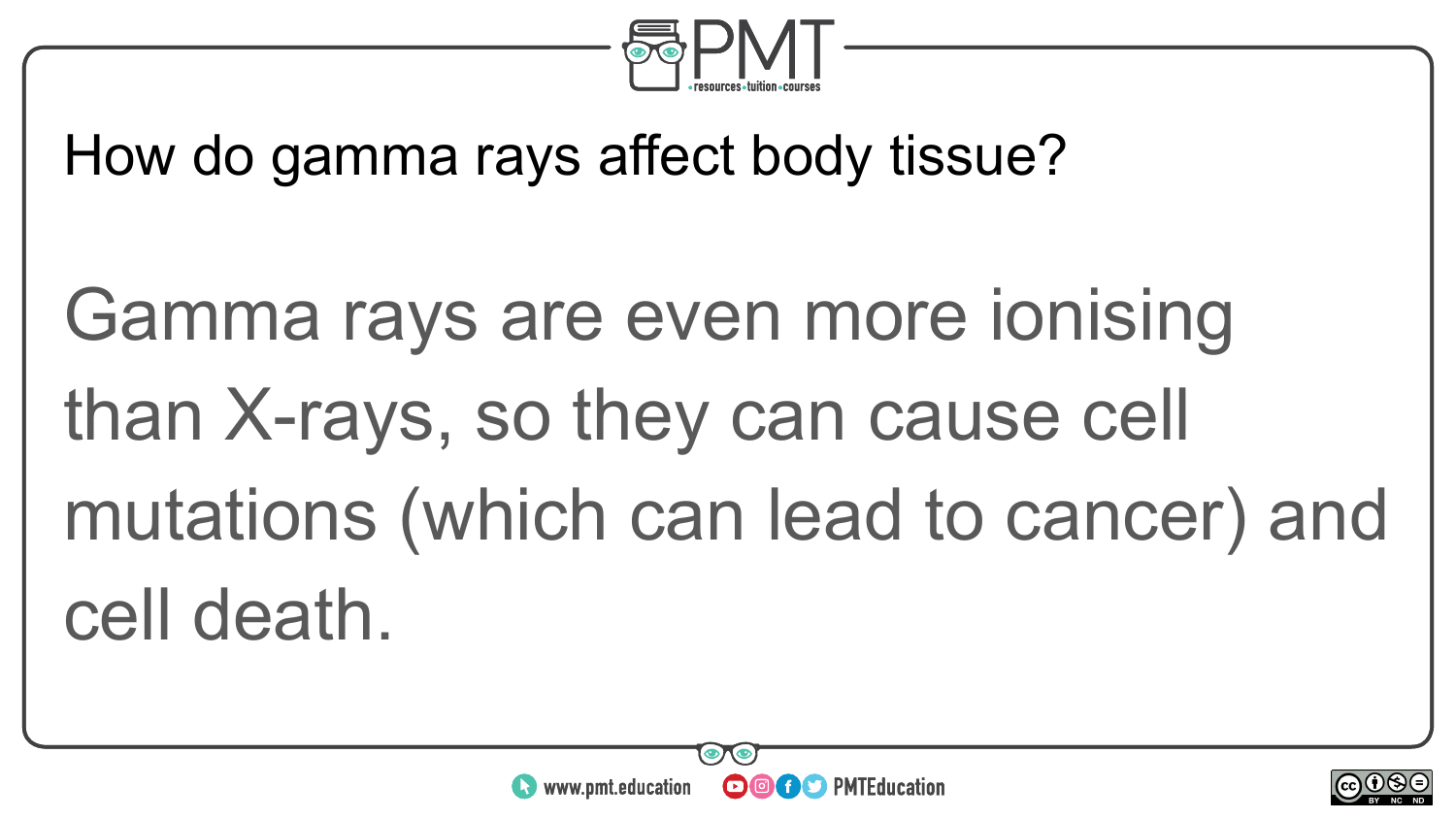How do gamma rays affect body tissue?

Gamma rays are even more ionising than X-rays, so they can cause cell mutations (which can lead to cancer) and cell death.